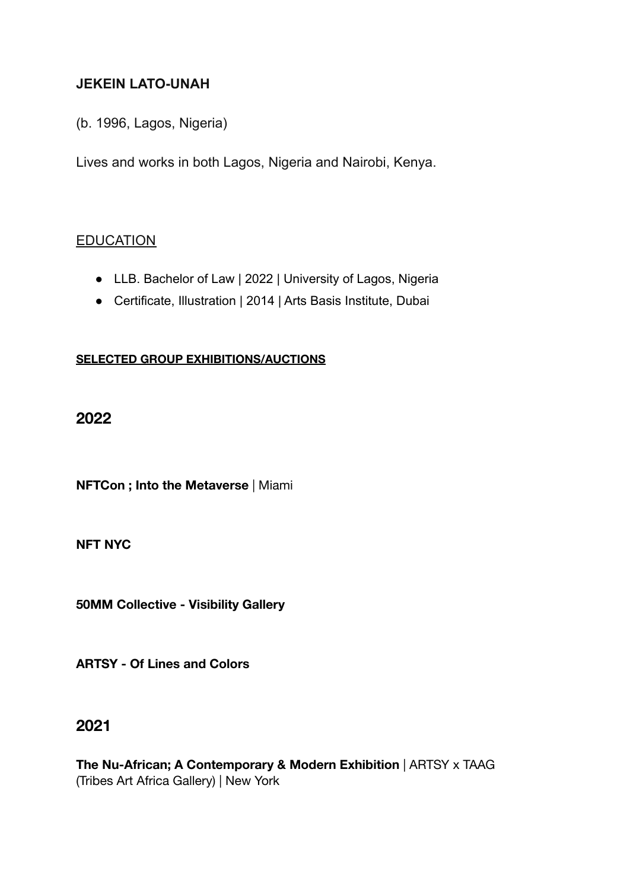**JEKEIN LATO-UNAH**

(b. 1996, Lagos, Nigeria)

Lives and works in both Lagos, Nigeria and Nairobi, Kenya.

## EDUCATION

- LLB. Bachelor of Law | 2022 | University of Lagos, Nigeria
- Certificate, Illustration | 2014 | Arts Basis Institute, Dubai

### SELECTED GROUP EXHIBITIONS/AUCTIONS

## 2022

**NFTCon ; Into the Metaverse** | Miami

**NFT NYC**

**50MM Collective - Visibility Gallery**

**ARTSY - Of Lines and Colors**

## 2021

**The Nu-African; A Contemporary & Modern Exhibition** | ARTSY x TAAG (Tribes Art Africa Gallery) | New York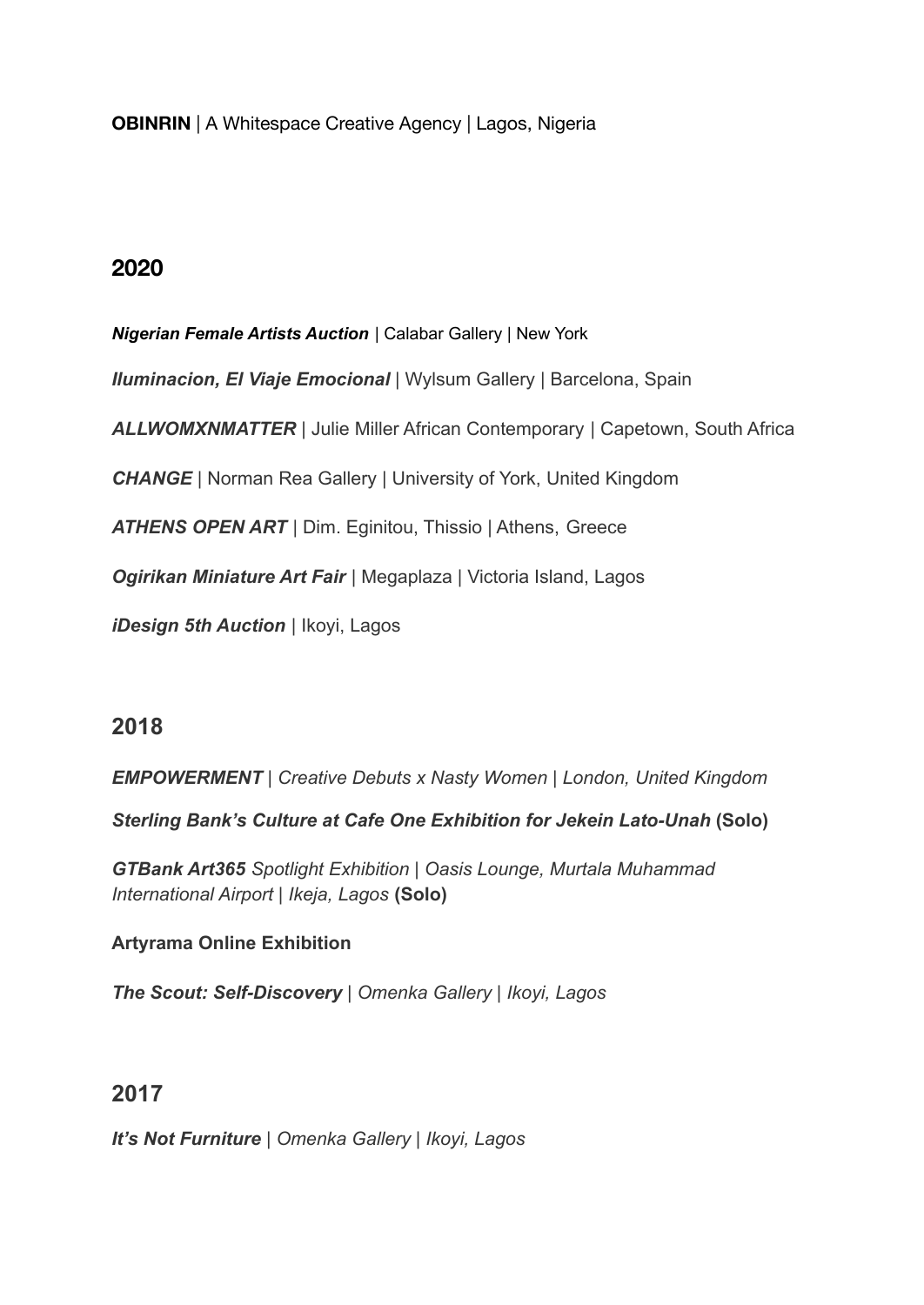**OBINRIN** | A Whitespace Creative Agency | Lagos, Nigeria

## 2020

***Nigerian Female Artists Auction*** | Calabar Gallery | New York

***Iluminacion, El Viaje Emocional*** | Wylsum Gallery | Barcelona, Spain

***ALLWOMXNMATTER*** | Julie Miller African Contemporary | Capetown, South Africa

***CHANGE*** | Norman Rea Gallery | University of York, United Kingdom

***ATHENS OPEN ART*** | Dim. Eginitou, Thissio | Athens, Greece

***Ogirikan Miniature Art Fair*** | Megaplaza | Victoria Island, Lagos

***iDesign 5th Auction*** | Ikoyi, Lagos

## 2018

***EMPOWERMENT*** *| Creative Debuts x Nasty Women | London, United Kingdom*

***Sterling Bank's Culture at Cafe One Exhibition for Jekein Lato-Unah*** **(Solo)**

***GTBank Art365*** *Spotlight Exhibition | Oasis Lounge, Murtala Muhammad International Airport | Ikeja, Lagos* **(Solo)**

**Artyrama Online Exhibition**

***The Scout: Self-Discovery*** *| Omenka Gallery | Ikoyi, Lagos*

## 2017

***It's Not Furniture*** *| Omenka Gallery | Ikoyi, Lagos*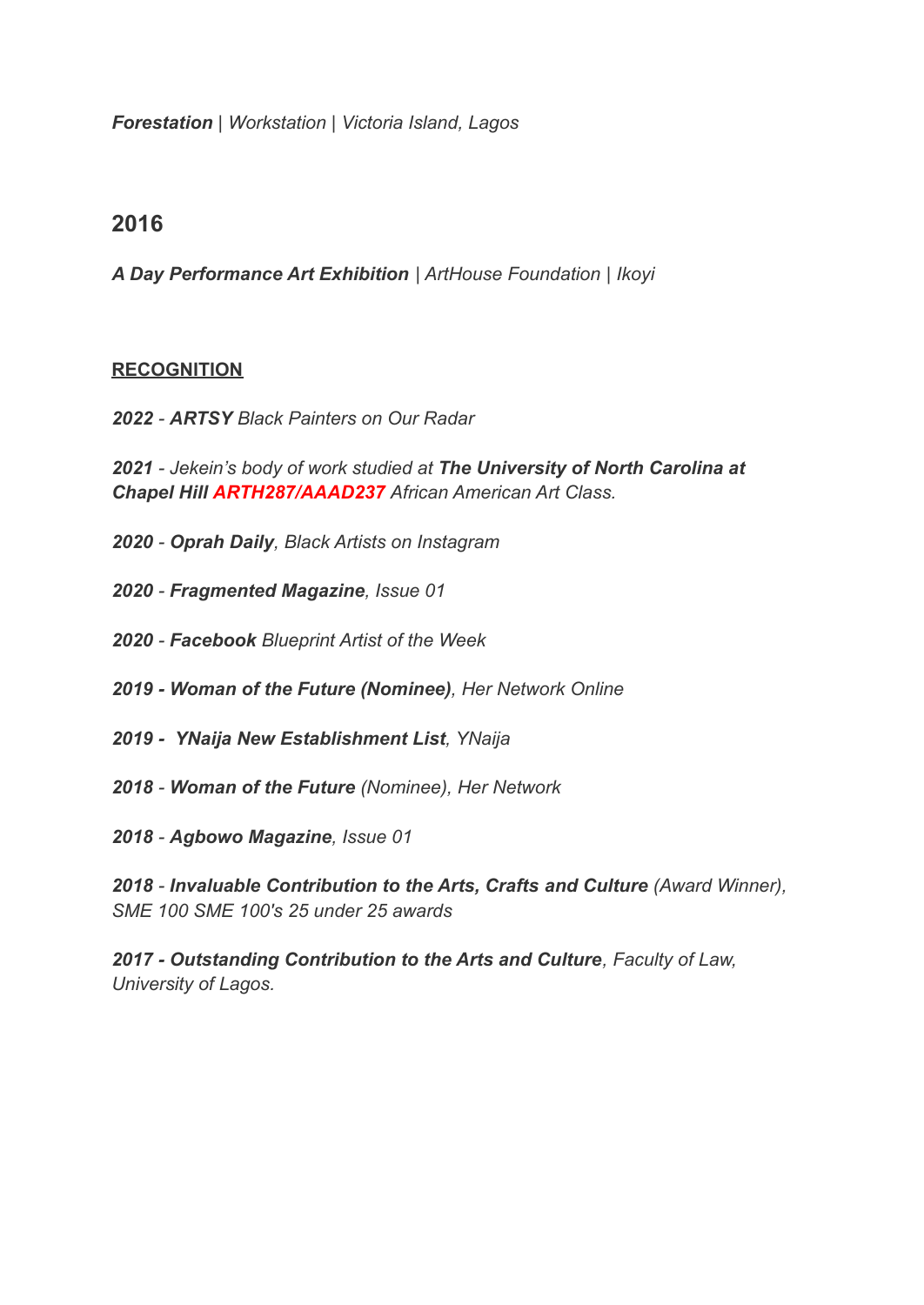***Forestation** | Workstation | Victoria Island, Lagos*

## 2016

***A Day Performance Art Exhibition** | ArtHouse Foundation | Ikoyi*

**RECOGNITION**

***2022** - **ARTSY** Black Painters on Our Radar*

***2021** - Jekein's body of work studied at **The University of North Carolina at Chapel Hill** **ARTH287/AAAD237** African American Art Class.*

***2020** - **Oprah Daily**, Black Artists on Instagram*

***2020** - **Fragmented Magazine**, Issue 01*

***2020** - **Facebook** Blueprint Artist of the Week*

***2019 - Woman of the Future (Nominee)**, Her Network Online*

***2019 - YNaija New Establishment List**, YNaija*

***2018** - **Woman of the Future** (Nominee), Her Network*

***2018** - **Agbowo Magazine**, Issue 01*

***2018** - **Invaluable Contribution to the Arts, Crafts and Culture** (Award Winner), SME 100 SME 100's 25 under 25 awards*

***2017 - Outstanding Contribution to the Arts and Culture**, Faculty of Law, University of Lagos.*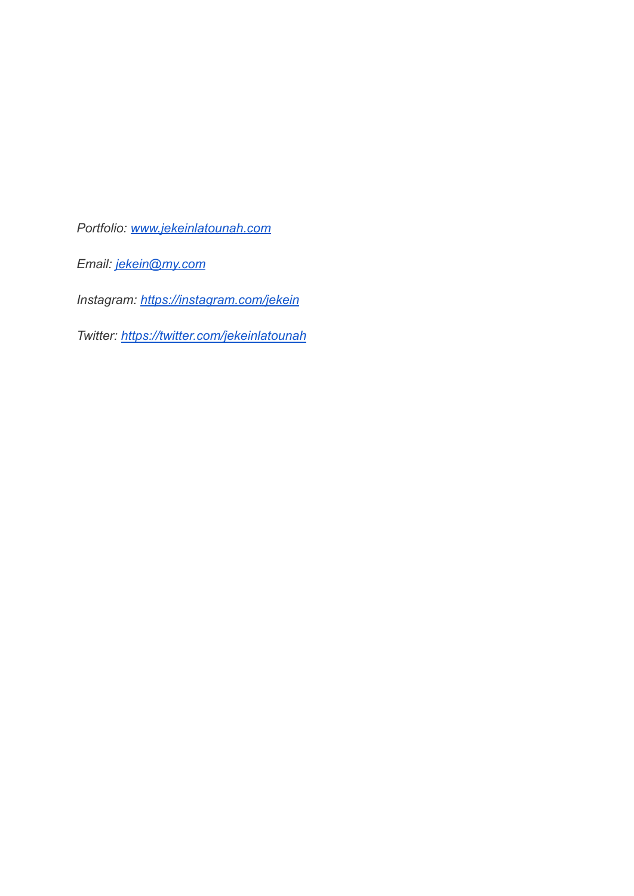*Portfolio: [www.jekeinlatounah.com](www.jekeinlatounah.com)*

*Email: [jekein@my.com](mailto:jekein@my.com)*

*Instagram: [https://instagram.com/jekein](https://instagram.com/jekein)*

*Twitter: [https://twitter.com/jekeinlatounah](https://twitter.com/jekeinlatounah)*